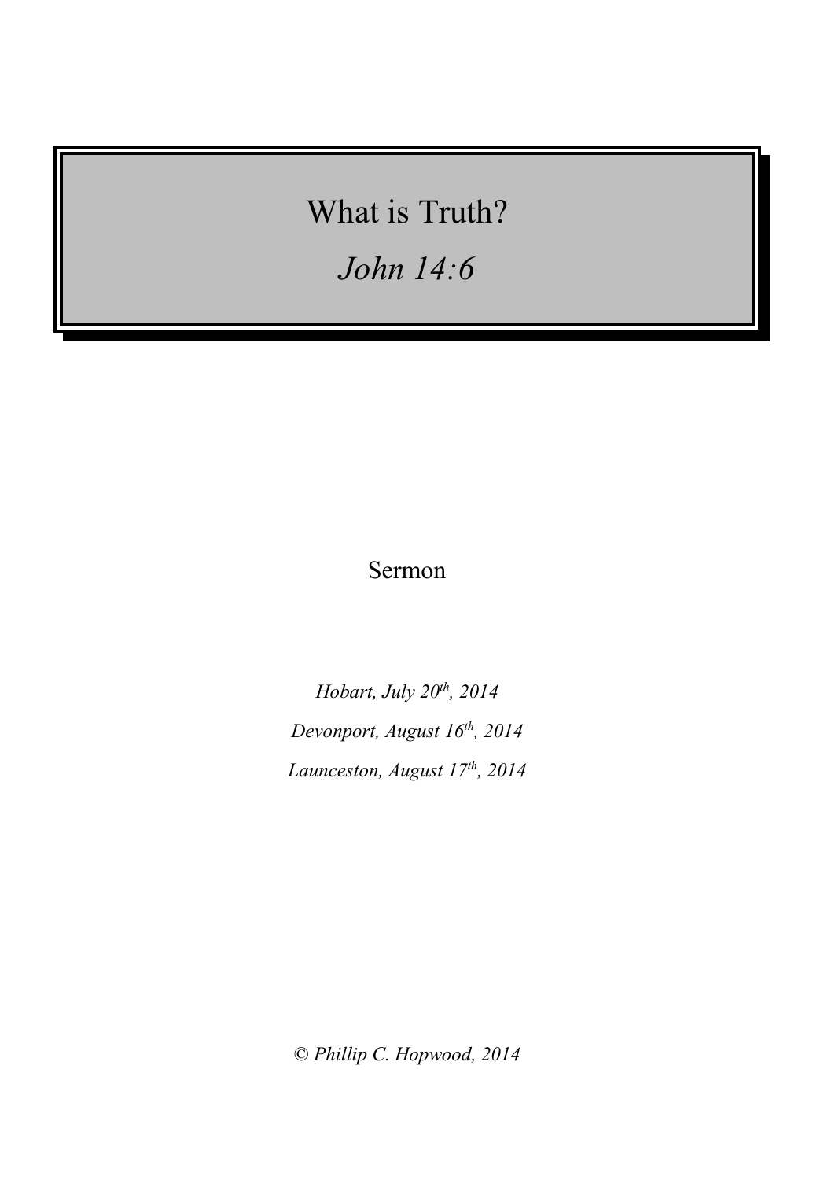# What is Truth?

## *John 14:6*

Sermon

*Hobart, July 20th, 2014*

*Devonport, August 16th, 2014*

*Launceston, August 17th, 2014*

*© Phillip C. Hopwood, 2014*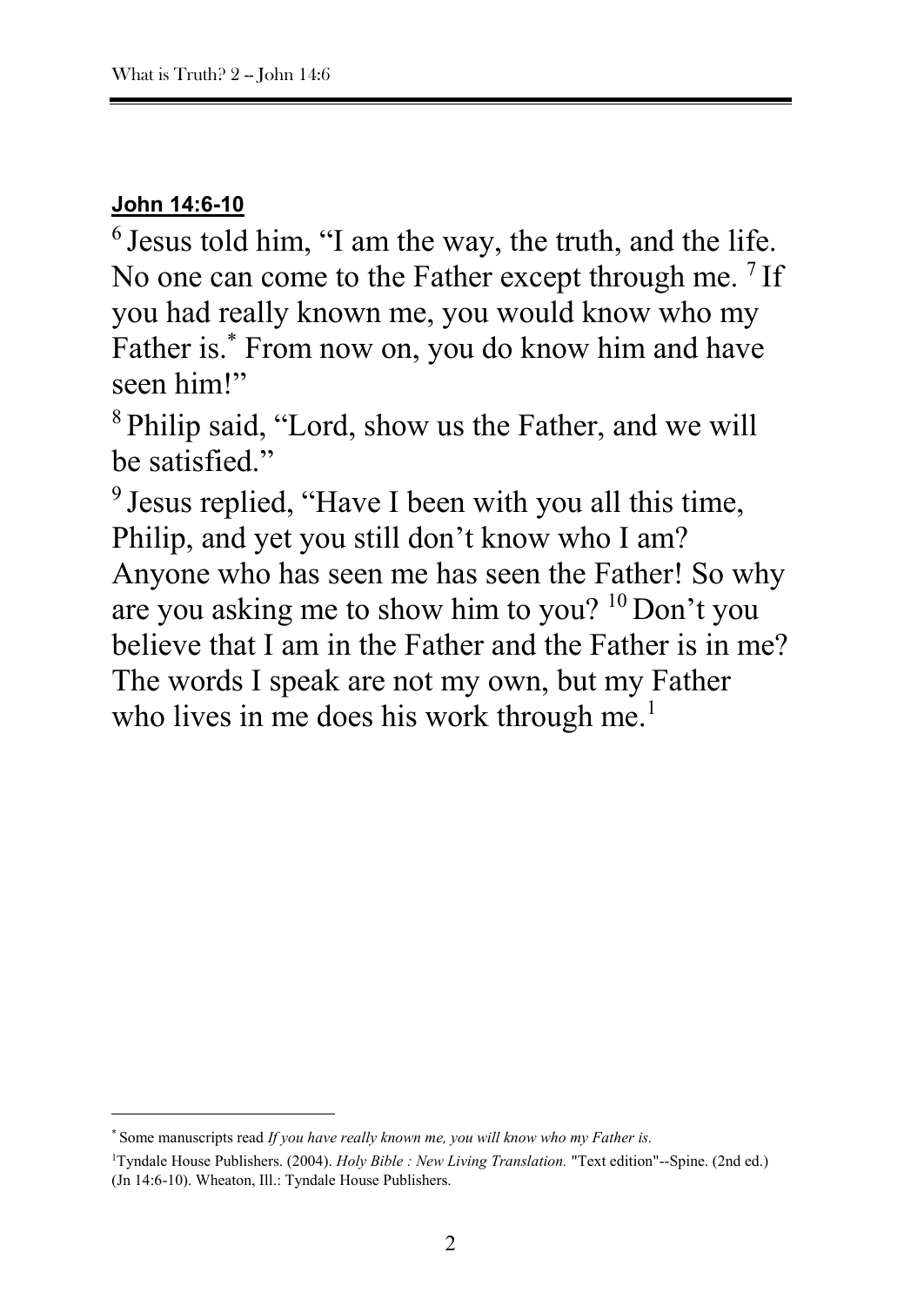**John 14:6-10**

[6] Jesus told him, "I am the way, the truth, and the life. No one can come to the Father except through me. [7] If you had really known me, you would know who my Father is.[*] From now on, you do know him and have seen him!"

[8] Philip said, "Lord, show us the Father, and we will be satisfied."

[9] Jesus replied, "Have I been with you all this time, Philip, and yet you still don't know who I am? Anyone who has seen me has seen the Father! So why are you asking me to show him to you? [10] Don't you believe that I am in the Father and the Father is in me? The words I speak are not my own, but my Father who lives in me does his work through me.[1]

---

[*] Some manuscripts read *If you have really known me, you will know who my Father is.*

[1] Tyndale House Publishers. (2004). *Holy Bible : New Living Translation.* "Text edition"--Spine. (2nd ed.) (Jn 14:6-10). Wheaton, Ill.: Tyndale House Publishers.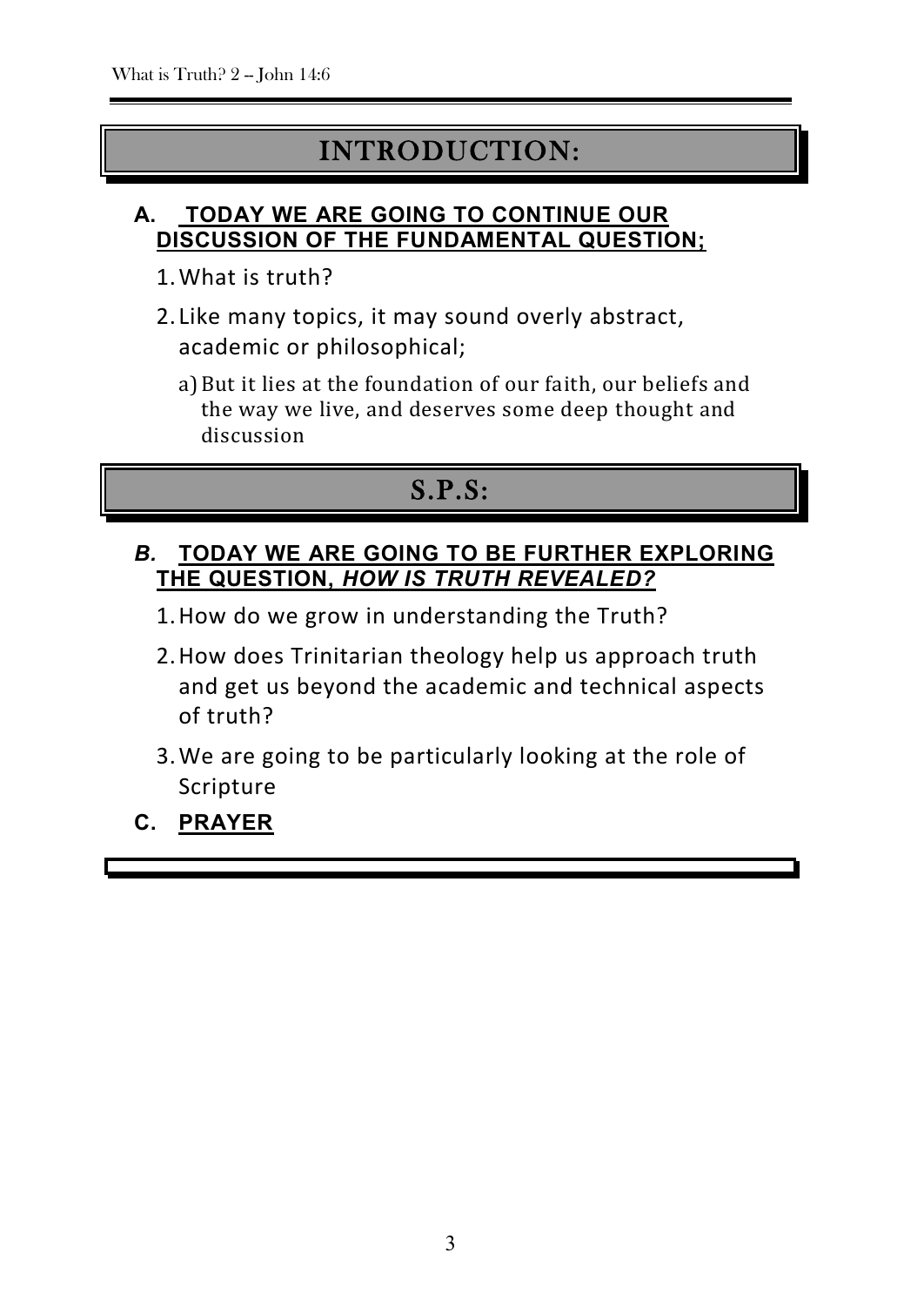## INTRODUCTION:

**A. <u>TODAY WE ARE GOING TO CONTINUE OUR DISCUSSION OF THE FUNDAMENTAL QUESTION;</u>**

1. What is truth?
2. Like many topics, it may sound overly abstract, academic or philosophical;
   a) But it lies at the foundation of our faith, our beliefs and the way we live, and deserves some deep thought and discussion

## S.P.S:

***B.* <u>TODAY WE ARE GOING TO BE FURTHER EXPLORING THE QUESTION, *HOW IS TRUTH REVEALED?*</u>**

1. How do we grow in understanding the Truth?
2. How does Trinitarian theology help us approach truth and get us beyond the academic and technical aspects of truth?
3. We are going to be particularly looking at the role of Scripture

**C. <u>PRAYER</u>**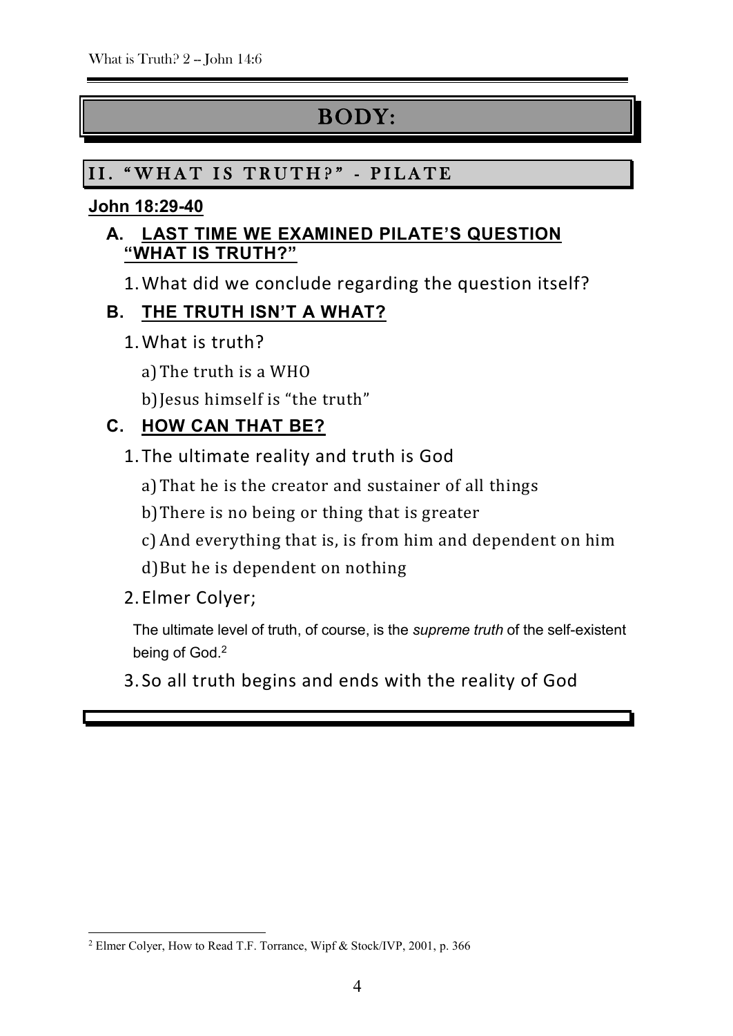# BODY:

## II. "WHAT IS TRUTH?" - PILATE

**John 18:29-40**

### A. LAST TIME WE EXAMINED PILATE'S QUESTION "WHAT IS TRUTH?"

1. What did we conclude regarding the question itself?

### B. THE TRUTH ISN'T A WHAT?

1. What is truth?
   a) The truth is a WHO
   b) Jesus himself is "the truth"

### C. HOW CAN THAT BE?

1. The ultimate reality and truth is God
   a) That he is the creator and sustainer of all things
   b) There is no being or thing that is greater
   c) And everything that is, is from him and dependent on him
   d) But he is dependent on nothing
2. Elmer Colyer;

   > The ultimate level of truth, of course, is the *supreme truth* of the self-existent being of God.[2]

3. So all truth begins and ends with the reality of God

---

[2] Elmer Colyer, How to Read T.F. Torrance, Wipf & Stock/IVP, 2001, p. 366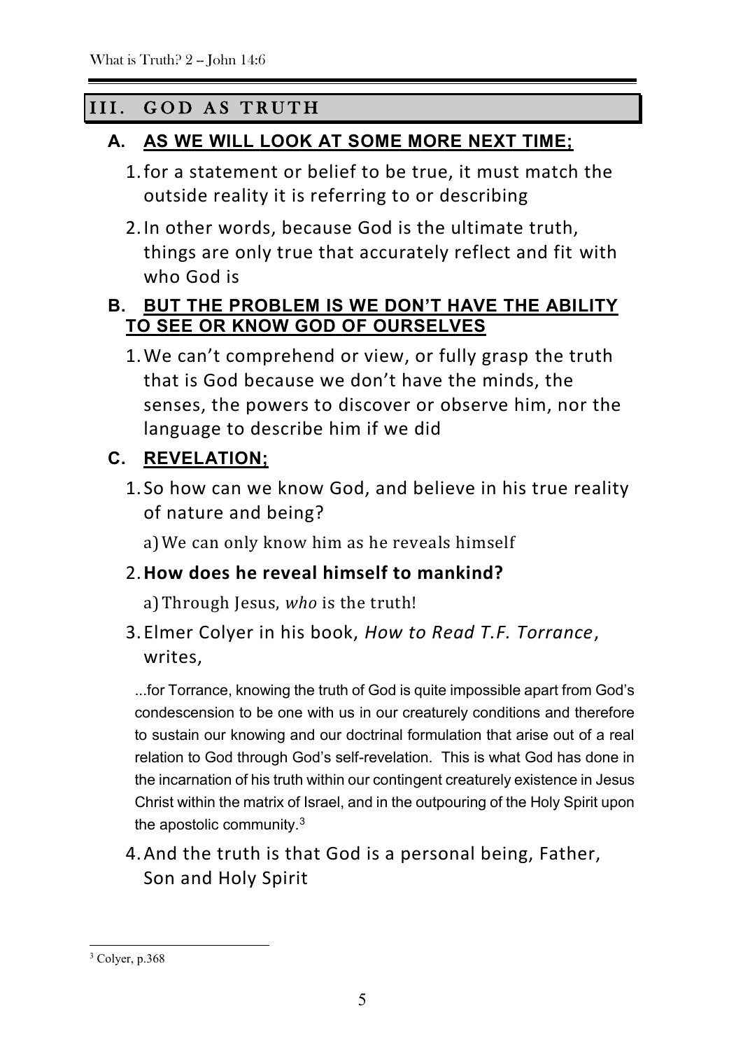## III. GOD AS TRUTH

### A. AS WE WILL LOOK AT SOME MORE NEXT TIME;

1. for a statement or belief to be true, it must match the outside reality it is referring to or describing
2. In other words, because God is the ultimate truth, things are only true that accurately reflect and fit with who God is

### B. BUT THE PROBLEM IS WE DON'T HAVE THE ABILITY TO SEE OR KNOW GOD OF OURSELVES

1. We can't comprehend or view, or fully grasp the truth that is God because we don't have the minds, the senses, the powers to discover or observe him, nor the language to describe him if we did

### C. REVELATION;

1. So how can we know God, and believe in his true reality of nature and being?
   a) We can only know him as he reveals himself
2. **How does he reveal himself to mankind?**
   a) Through Jesus, *who* is the truth!
3. Elmer Colyer in his book, *How to Read T.F. Torrance*, writes,

> ...for Torrance, knowing the truth of God is quite impossible apart from God's condescension to be one with us in our creaturely conditions and therefore to sustain our knowing and our doctrinal formulation that arise out of a real relation to God through God's self-revelation. This is what God has done in the incarnation of his truth within our contingent creaturely existence in Jesus Christ within the matrix of Israel, and in the outpouring of the Holy Spirit upon the apostolic community.[3]

4. And the truth is that God is a personal being, Father, Son and Holy Spirit

---

[3] Colyer, p.368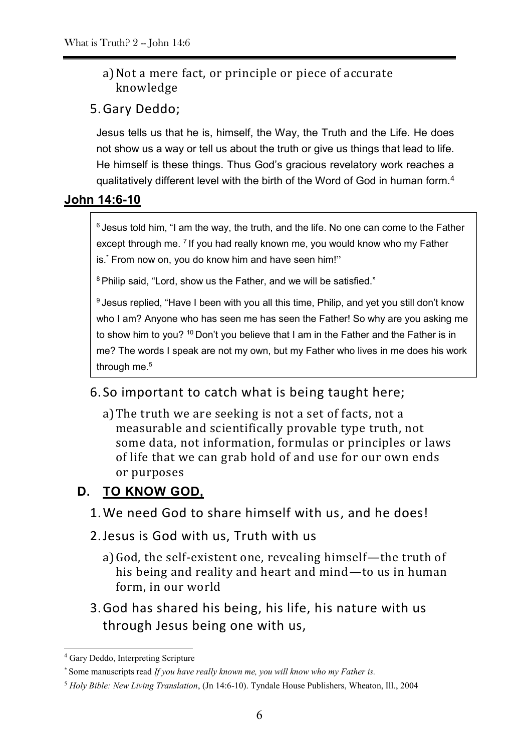a) Not a mere fact, or principle or piece of accurate knowledge

5. Gary Deddo;

> Jesus tells us that he is, himself, the Way, the Truth and the Life. He does not show us a way or tell us about the truth or give us things that lead to life. He himself is these things. Thus God's gracious revelatory work reaches a qualitatively different level with the birth of the Word of God in human form.[4]

**John 14:6-10**

> [6] Jesus told him, "I am the way, the truth, and the life. No one can come to the Father except through me. [7] If you had really known me, you would know who my Father is.[*] From now on, you do know him and have seen him!"
>
> [8] Philip said, "Lord, show us the Father, and we will be satisfied."
>
> [9] Jesus replied, "Have I been with you all this time, Philip, and yet you still don't know who I am? Anyone who has seen me has seen the Father! So why are you asking me to show him to you? [10] Don't you believe that I am in the Father and the Father is in me? The words I speak are not my own, but my Father who lives in me does his work through me.[5]

6. So important to catch what is being taught here;

   a) The truth we are seeking is not a set of facts, not a measurable and scientifically provable type truth, not some data, not information, formulas or principles or laws of life that we can grab hold of and use for our own ends or purposes

## D. TO KNOW GOD,

1. We need God to share himself with us, and he does!

2. Jesus is God with us, Truth with us

   a) God, the self-existent one, revealing himself—the truth of his being and reality and heart and mind—to us in human form, in our world

3. God has shared his being, his life, his nature with us through Jesus being one with us,

---

[4] Gary Deddo, Interpreting Scripture

[*] Some manuscripts read *If you have really known me, you will know who my Father is.*

[5] *Holy Bible: New Living Translation*, (Jn 14:6-10). Tyndale House Publishers, Wheaton, Ill., 2004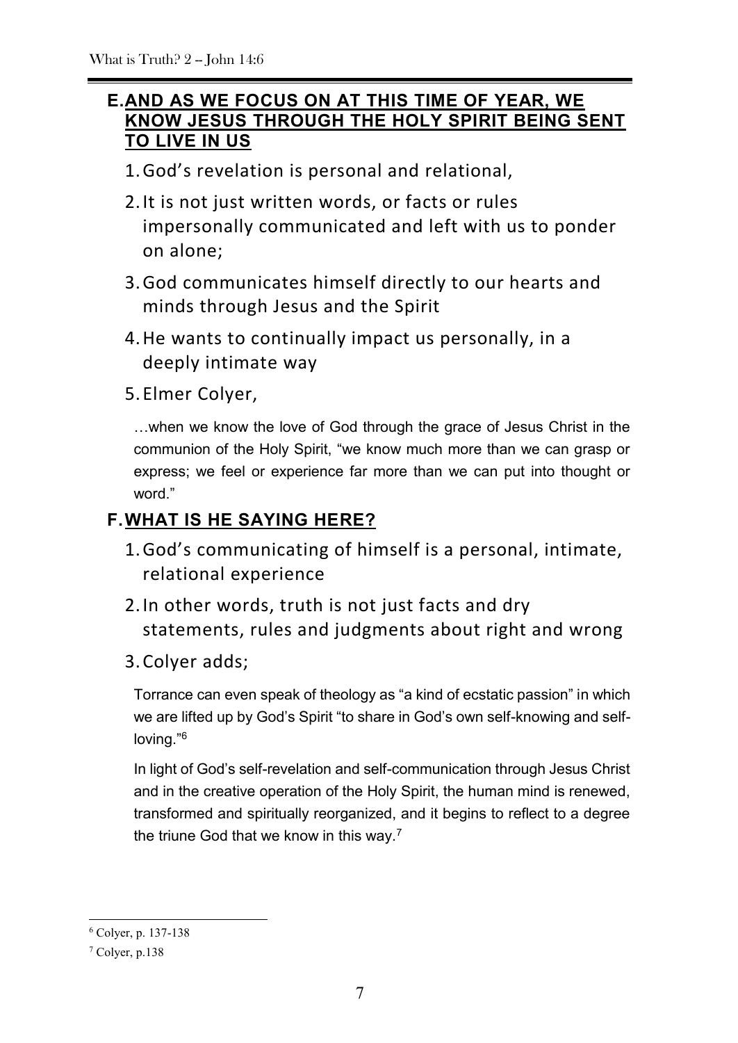## E. AND AS WE FOCUS ON AT THIS TIME OF YEAR, WE KNOW JESUS THROUGH THE HOLY SPIRIT BEING SENT TO LIVE IN US

1. God's revelation is personal and relational,
2. It is not just written words, or facts or rules impersonally communicated and left with us to ponder on alone;
3. God communicates himself directly to our hearts and minds through Jesus and the Spirit
4. He wants to continually impact us personally, in a deeply intimate way
5. Elmer Colyer,

> …when we know the love of God through the grace of Jesus Christ in the communion of the Holy Spirit, "we know much more than we can grasp or express; we feel or experience far more than we can put into thought or word."

## F. WHAT IS HE SAYING HERE?

1. God's communicating of himself is a personal, intimate, relational experience
2. In other words, truth is not just facts and dry statements, rules and judgments about right and wrong
3. Colyer adds;

> Torrance can even speak of theology as "a kind of ecstatic passion" in which we are lifted up by God's Spirit "to share in God's own self-knowing and self-loving."[6]
>
> In light of God's self-revelation and self-communication through Jesus Christ and in the creative operation of the Holy Spirit, the human mind is renewed, transformed and spiritually reorganized, and it begins to reflect to a degree the triune God that we know in this way.[7]

---

[6] Colyer, p. 137-138

[7] Colyer, p.138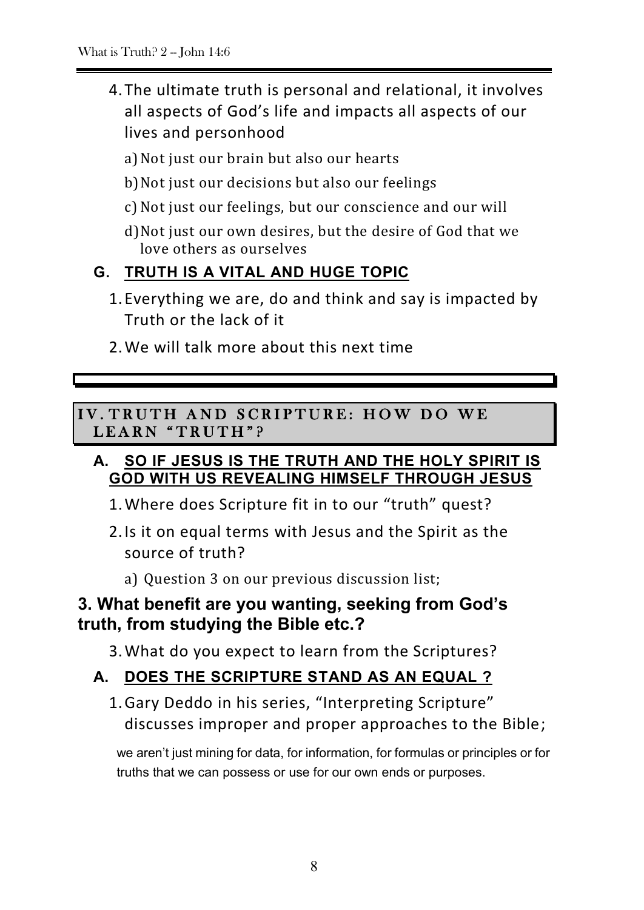4. The ultimate truth is personal and relational, it involves all aspects of God's life and impacts all aspects of our lives and personhood
   a) Not just our brain but also our hearts
   b) Not just our decisions but also our feelings
   c) Not just our feelings, but our conscience and our will
   d) Not just our own desires, but the desire of God that we love others as ourselves

### G. TRUTH IS A VITAL AND HUGE TOPIC

1. Everything we are, do and think and say is impacted by Truth or the lack of it
2. We will talk more about this next time

## IV. TRUTH AND SCRIPTURE: HOW DO WE LEARN "TRUTH"?

### A. SO IF JESUS IS THE TRUTH AND THE HOLY SPIRIT IS GOD WITH US REVEALING HIMSELF THROUGH JESUS

1. Where does Scripture fit in to our "truth" quest?
2. Is it on equal terms with Jesus and the Spirit as the source of truth?
   a) Question 3 on our previous discussion list;

**3. What benefit are you wanting, seeking from God's truth, from studying the Bible etc.?**

3. What do you expect to learn from the Scriptures?

### A. DOES THE SCRIPTURE STAND AS AN EQUAL ?

1. Gary Deddo in his series, "Interpreting Scripture" discusses improper and proper approaches to the Bible;

we aren't just mining for data, for information, for formulas or principles or for truths that we can possess or use for our own ends or purposes.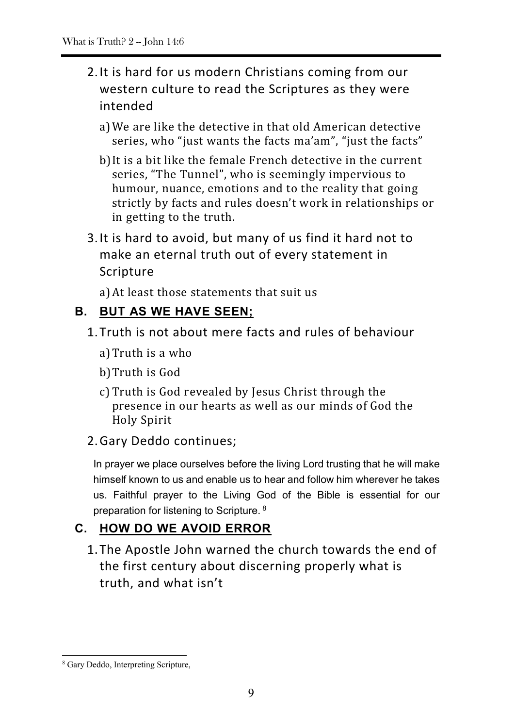2. It is hard for us modern Christians coming from our western culture to read the Scriptures as they were intended

   a) We are like the detective in that old American detective series, who "just wants the facts ma'am", "just the facts"

   b) It is a bit like the female French detective in the current series, "The Tunnel", who is seemingly impervious to humour, nuance, emotions and to the reality that going strictly by facts and rules doesn't work in relationships or in getting to the truth.

3. It is hard to avoid, but many of us find it hard not to make an eternal truth out of every statement in Scripture

   a) At least those statements that suit us

## B. BUT AS WE HAVE SEEN;

1. Truth is not about mere facts and rules of behaviour

   a) Truth is a who

   b) Truth is God

   c) Truth is God revealed by Jesus Christ through the presence in our hearts as well as our minds of God the Holy Spirit

2. Gary Deddo continues;

> In prayer we place ourselves before the living Lord trusting that he will make himself known to us and enable us to hear and follow him wherever he takes us. Faithful prayer to the Living God of the Bible is essential for our preparation for listening to Scripture. [8]

## C. HOW DO WE AVOID ERROR

1. The Apostle John warned the church towards the end of the first century about discerning properly what is truth, and what isn't

---

[8] Gary Deddo, Interpreting Scripture,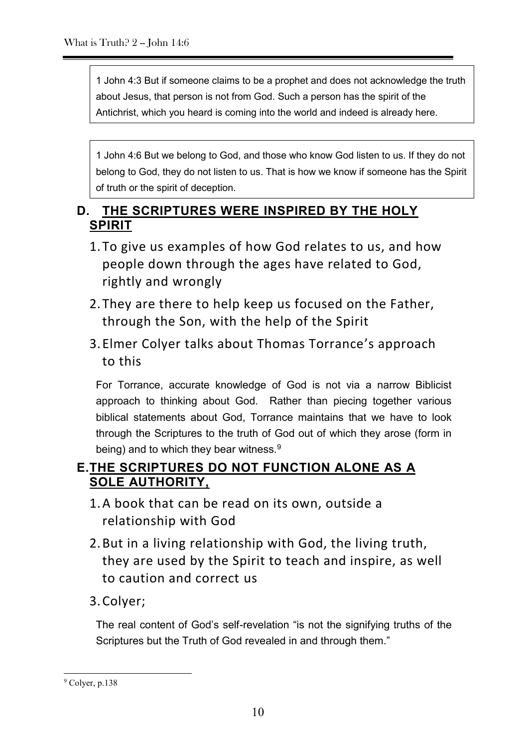> 1 John 4:3 But if someone claims to be a prophet and does not acknowledge the truth about Jesus, that person is not from God. Such a person has the spirit of the Antichrist, which you heard is coming into the world and indeed is already here.

> 1 John 4:6 But we belong to God, and those who know God listen to us. If they do not belong to God, they do not listen to us. That is how we know if someone has the Spirit of truth or the spirit of deception.

## D. THE SCRIPTURES WERE INSPIRED BY THE HOLY SPIRIT

1. To give us examples of how God relates to us, and how people down through the ages have related to God, rightly and wrongly
2. They are there to help keep us focused on the Father, through the Son, with the help of the Spirit
3. Elmer Colyer talks about Thomas Torrance's approach to this

For Torrance, accurate knowledge of God is not via a narrow Biblicist approach to thinking about God. Rather than piecing together various biblical statements about God, Torrance maintains that we have to look through the Scriptures to the truth of God out of which they arose (form in being) and to which they bear witness.[9]

## E. THE SCRIPTURES DO NOT FUNCTION ALONE AS A SOLE AUTHORITY,

1. A book that can be read on its own, outside a relationship with God
2. But in a living relationship with God, the living truth, they are used by the Spirit to teach and inspire, as well to caution and correct us
3. Colyer;

The real content of God's self-revelation "is not the signifying truths of the Scriptures but the Truth of God revealed in and through them."

---

[9] Colyer, p.138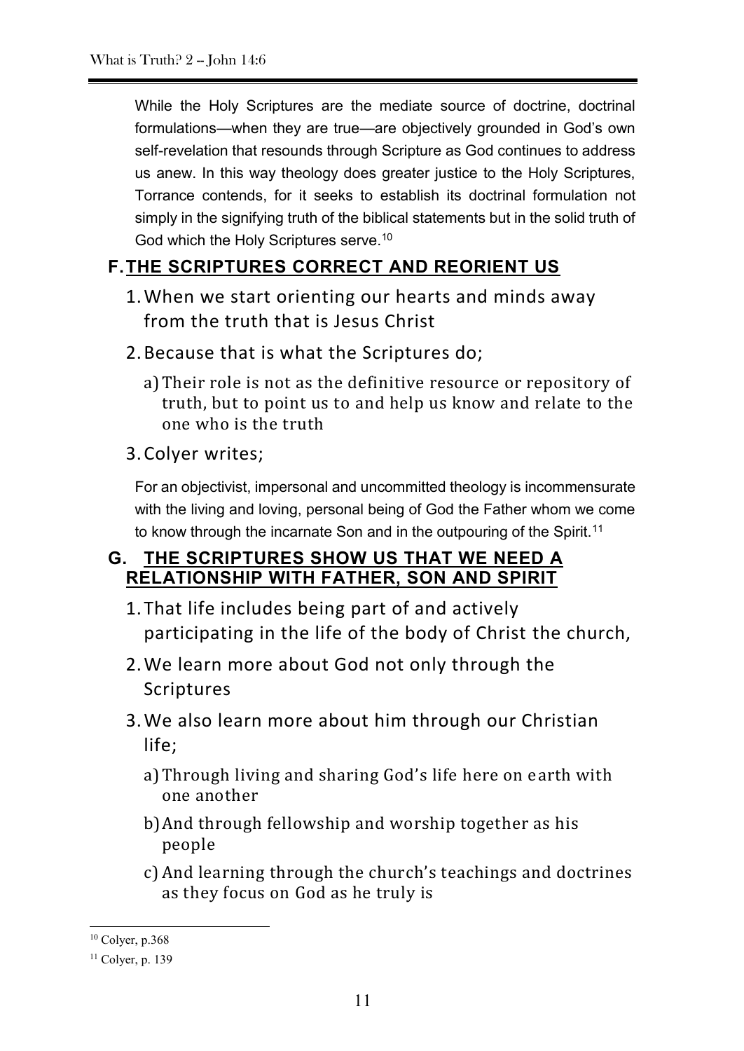While the Holy Scriptures are the mediate source of doctrine, doctrinal formulations—when they are true—are objectively grounded in God's own self-revelation that resounds through Scripture as God continues to address us anew. In this way theology does greater justice to the Holy Scriptures, Torrance contends, for it seeks to establish its doctrinal formulation not simply in the signifying truth of the biblical statements but in the solid truth of God which the Holy Scriptures serve.[10]

## F. THE SCRIPTURES CORRECT AND REORIENT US

1. When we start orienting our hearts and minds away from the truth that is Jesus Christ
2. Because that is what the Scriptures do;
   a) Their role is not as the definitive resource or repository of truth, but to point us to and help us know and relate to the one who is the truth
3. Colyer writes;

For an objectivist, impersonal and uncommitted theology is incommensurate with the living and loving, personal being of God the Father whom we come to know through the incarnate Son and in the outpouring of the Spirit.[11]

## G. THE SCRIPTURES SHOW US THAT WE NEED A RELATIONSHIP WITH FATHER, SON AND SPIRIT

1. That life includes being part of and actively participating in the life of the body of Christ the church,
2. We learn more about God not only through the Scriptures
3. We also learn more about him through our Christian life;
   a) Through living and sharing God's life here on earth with one another
   b) And through fellowship and worship together as his people
   c) And learning through the church's teachings and doctrines as they focus on God as he truly is

[10] Colyer, p.368

[11] Colyer, p. 139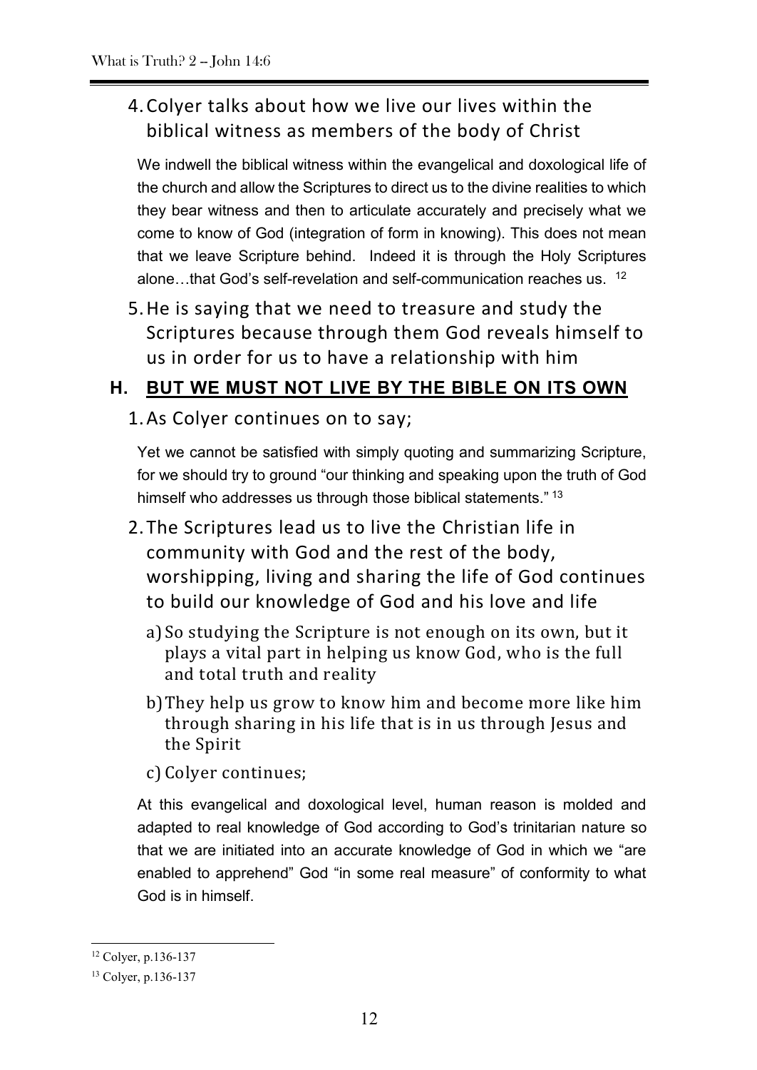4. Colyer talks about how we live our lives within the biblical witness as members of the body of Christ

> We indwell the biblical witness within the evangelical and doxological life of the church and allow the Scriptures to direct us to the divine realities to which they bear witness and then to articulate accurately and precisely what we come to know of God (integration of form in knowing). This does not mean that we leave Scripture behind. Indeed it is through the Holy Scriptures alone…that God's self-revelation and self-communication reaches us. [12]

5. He is saying that we need to treasure and study the Scriptures because through them God reveals himself to us in order for us to have a relationship with him

## H. BUT WE MUST NOT LIVE BY THE BIBLE ON ITS OWN

1. As Colyer continues on to say;

> Yet we cannot be satisfied with simply quoting and summarizing Scripture, for we should try to ground "our thinking and speaking upon the truth of God himself who addresses us through those biblical statements." [13]

2. The Scriptures lead us to live the Christian life in community with God and the rest of the body, worshipping, living and sharing the life of God continues to build our knowledge of God and his love and life
   a) So studying the Scripture is not enough on its own, but it plays a vital part in helping us know God, who is the full and total truth and reality
   b) They help us grow to know him and become more like him through sharing in his life that is in us through Jesus and the Spirit
   c) Colyer continues;

> At this evangelical and doxological level, human reason is molded and adapted to real knowledge of God according to God's trinitarian nature so that we are initiated into an accurate knowledge of God in which we "are enabled to apprehend" God "in some real measure" of conformity to what God is in himself.

[12] Colyer, p.136-137

[13] Colyer, p.136-137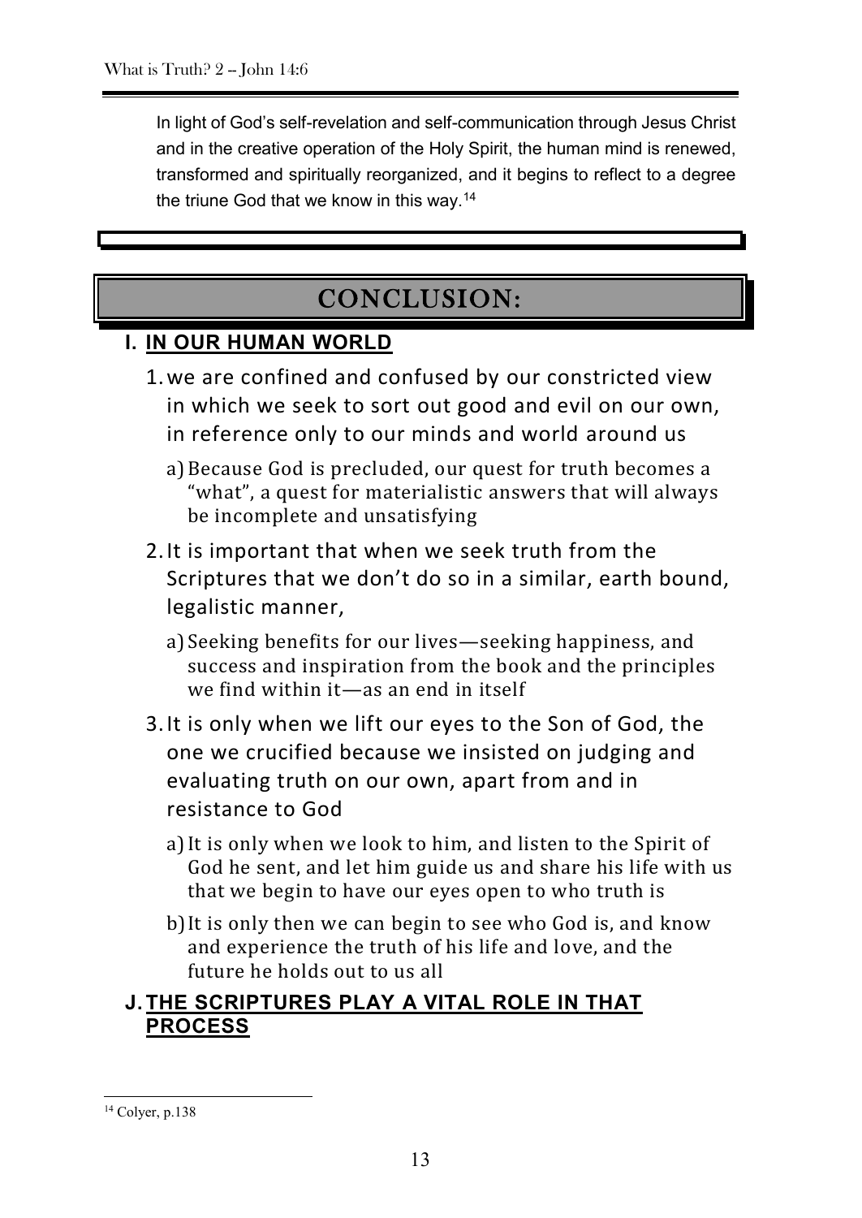In light of God's self-revelation and self-communication through Jesus Christ and in the creative operation of the Holy Spirit, the human mind is renewed, transformed and spiritually reorganized, and it begins to reflect to a degree the triune God that we know in this way.[14]

## CONCLUSION:

### I. IN OUR HUMAN WORLD

1. we are confined and confused by our constricted view in which we seek to sort out good and evil on our own, in reference only to our minds and world around us
   a) Because God is precluded, our quest for truth becomes a "what", a quest for materialistic answers that will always be incomplete and unsatisfying
2. It is important that when we seek truth from the Scriptures that we don't do so in a similar, earth bound, legalistic manner,
   a) Seeking benefits for our lives—seeking happiness, and success and inspiration from the book and the principles we find within it—as an end in itself
3. It is only when we lift our eyes to the Son of God, the one we crucified because we insisted on judging and evaluating truth on our own, apart from and in resistance to God
   a) It is only when we look to him, and listen to the Spirit of God he sent, and let him guide us and share his life with us that we begin to have our eyes open to who truth is
   b) It is only then we can begin to see who God is, and know and experience the truth of his life and love, and the future he holds out to us all

### J. THE SCRIPTURES PLAY A VITAL ROLE IN THAT PROCESS

[14] Colyer, p.138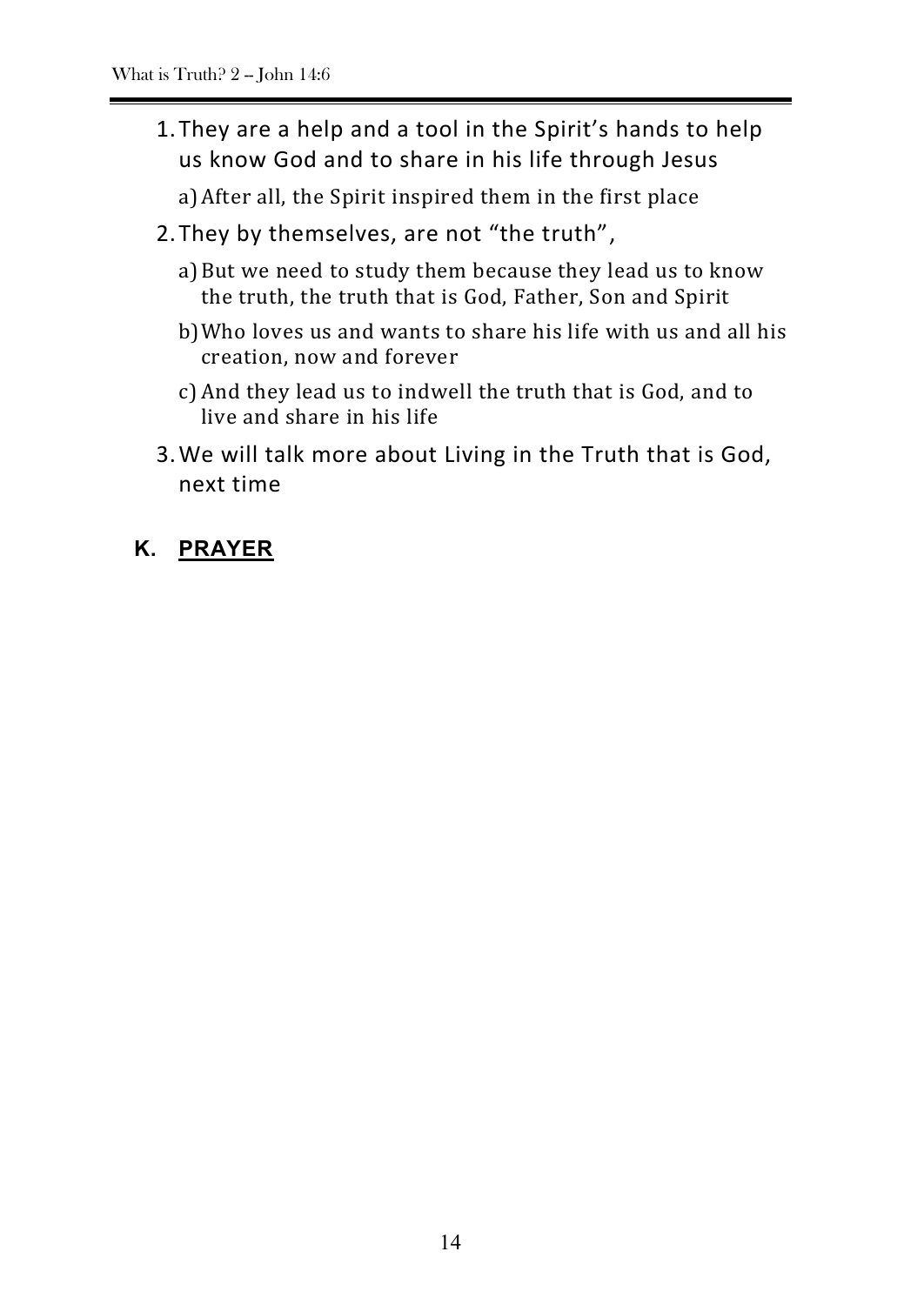1. They are a help and a tool in the Spirit's hands to help us know God and to share in his life through Jesus
   a) After all, the Spirit inspired them in the first place
2. They by themselves, are not "the truth",
   a) But we need to study them because they lead us to know the truth, the truth that is God, Father, Son and Spirit
   b) Who loves us and wants to share his life with us and all his creation, now and forever
   c) And they lead us to indwell the truth that is God, and to live and share in his life
3. We will talk more about Living in the Truth that is God, next time

## K. <u>PRAYER</u>